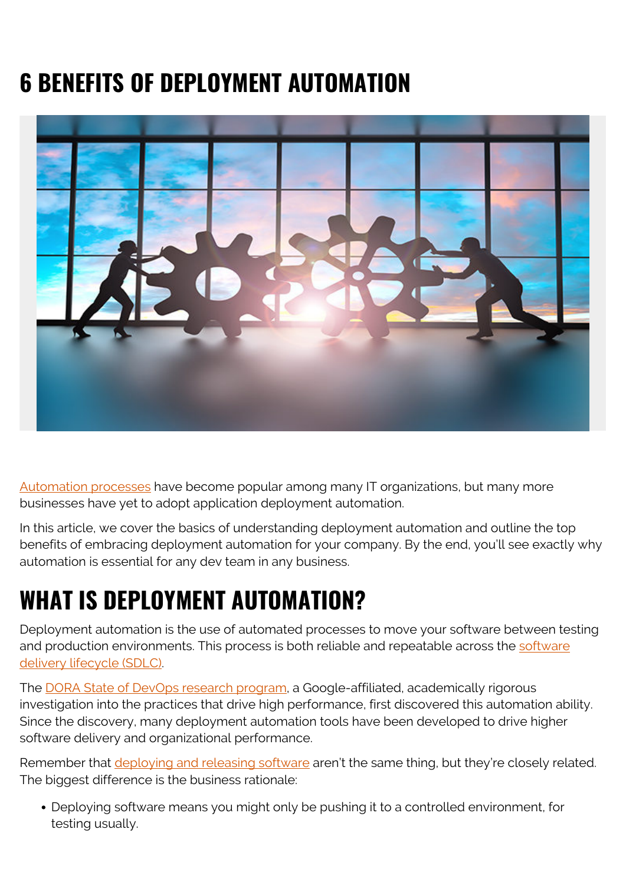# 6 BENEFITS OF DEPLOYMENT AUTOMATION

Automation processes have become popular among many IT organizations, but many more businesses have yet to adopt application deployment automation.

In this article, we cover the basics of understanding deployment automation and outline the top benefits of embracing deployment automation for your company. By the end, you'll see exactly why automation is essential for any dev team in any business.

## WHAT IS DEPLOYMENT AUTOMATION?

Deployment automation is the use of automated processes to move your software between testing and production environments. This process is both reliable and repeatable across the software delivery lifecycle (SDLC).

The DORA State of DevOps research program, a Google-affiliated, academically rigorous investigation into the practices that drive high performance, first discovered this automation ability. Since the discovery, many deployment automation tools have been developed to drive higher software delivery and organizational performance.

Remember that deploying and releasing software aren't the same thing, but they're closely related. The biggest difference is the business rationale:

- Deploying software means you might only be pushing it to a controlled environment, for testing usually.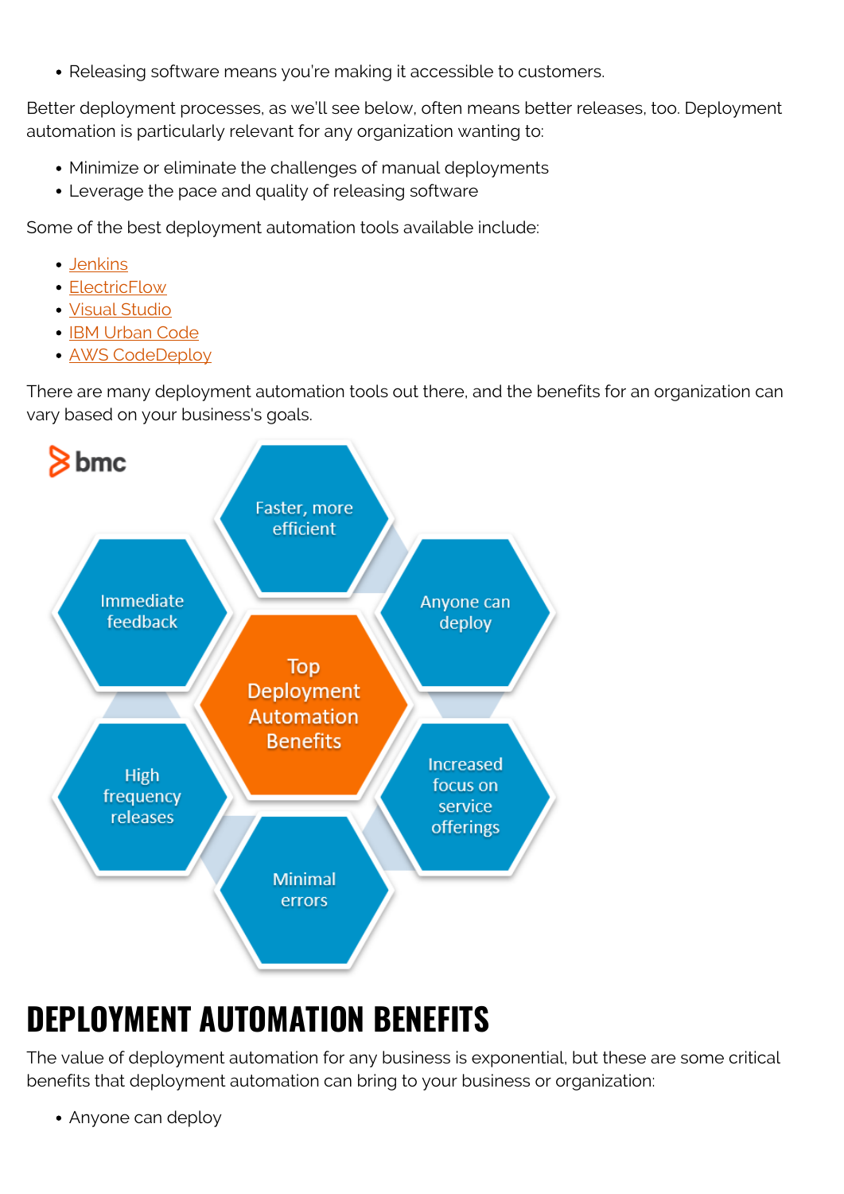- Releasing software means you're making it accessible to customers.

Better deployment processes, as we'll see below, often means better releases, too. Deployment automation is particularly relevant for any organization wanting to:

- Minimize or eliminate the challenges of manual deployments
- Leverage the pace and quality of releasing software

Some of the best deployment automation tools available include:

- Jenkins
- ElectricFlow
- Visual Studio
- IBM Urban Code
- AWS CodeDeploy

There are many deployment automation tools out there, and the benefits for an organization can vary based on your business's goals.

# DEPLOYMENT AUTOMATION BENEFITS

The value of deployment automation for any business is exponential, but these are some critical benefits that deployment automation can bring to your business or organization:

- Anyone can deploy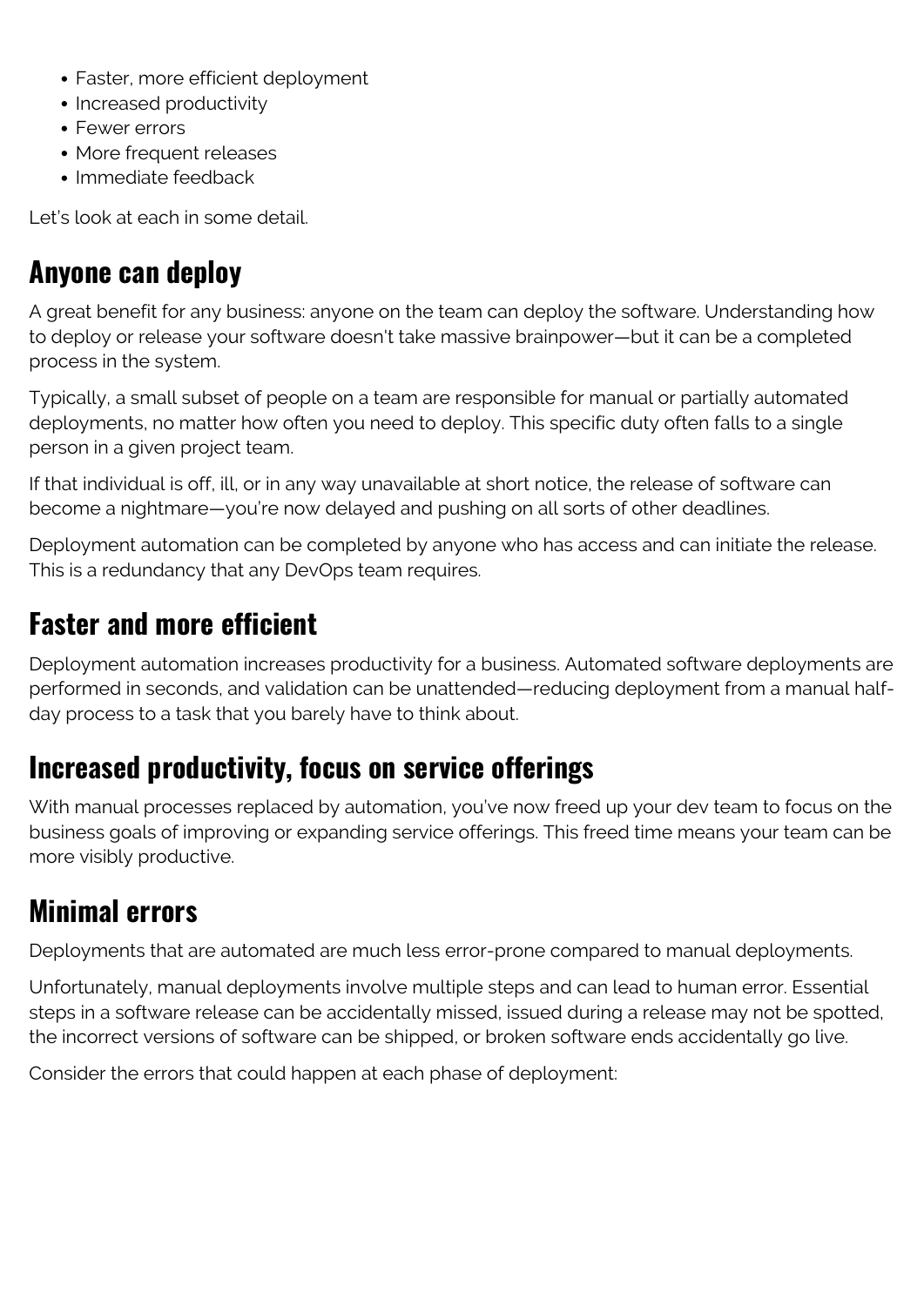- Faster, more efficient deployment
- Increased productivity
- Fewer errors
- More frequent releases
- Immediate feedback

Let's look at each in some detail.

## Anyone can deploy

A great benefit for any business: anyone on the team can deploy the software. Understanding how to deploy or release your software doesn't take massive brainpower—but it can be a completed process in the system.

Typically, a small subset of people on a team are responsible for manual or partially automated deployments, no matter how often you need to deploy. This specific duty often falls to a single person in a given project team.

If that individual is off, ill, or in any way unavailable at short notice, the release of software can become a nightmare—you're now delayed and pushing on all sorts of other deadlines.

Deployment automation can be completed by anyone who has access and can initiate the release. This is a redundancy that any DevOps team requires.

## Faster and more efficient

Deployment automation increases productivity for a business. Automated software deployments are performed in seconds, and validation can be unattended—reducing deployment from a manual half-day process to a task that you barely have to think about.

## Increased productivity, focus on service offerings

With manual processes replaced by automation, you've now freed up your dev team to focus on the business goals of improving or expanding service offerings. This freed time means your team can be more visibly productive.

## Minimal errors

Deployments that are automated are much less error-prone compared to manual deployments.

Unfortunately, manual deployments involve multiple steps and can lead to human error. Essential steps in a software release can be accidentally missed, issued during a release may not be spotted, the incorrect versions of software can be shipped, or broken software ends accidentally go live.

Consider the errors that could happen at each phase of deployment: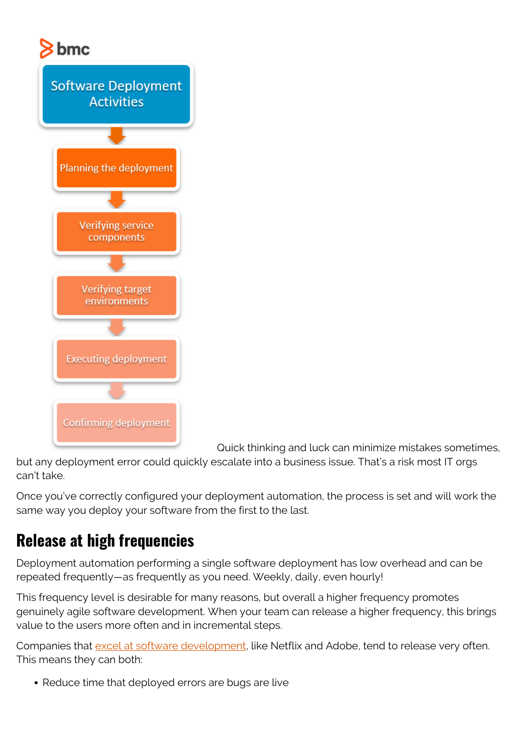Software Deployment Activities

Planning the deployment

Verifying service components

Verifying target environments

Executing deployment

Confirming deployment

Quick thinking and luck can minimize mistakes sometimes, but any deployment error could quickly escalate into a business issue. That's a risk most IT orgs can't take.

Once you've correctly configured your deployment automation, the process is set and will work the same way you deploy your software from the first to the last.

## Release at high frequencies

Deployment automation performing a single software deployment has low overhead and can be repeated frequently—as frequently as you need. Weekly, daily, even hourly!

This frequency level is desirable for many reasons, but overall a higher frequency promotes genuinely agile software development. When your team can release a higher frequency, this brings value to the users more often and in incremental steps.

Companies that excel at software development, like Netflix and Adobe, tend to release very often. This means they can both:

- Reduce time that deployed errors are bugs are live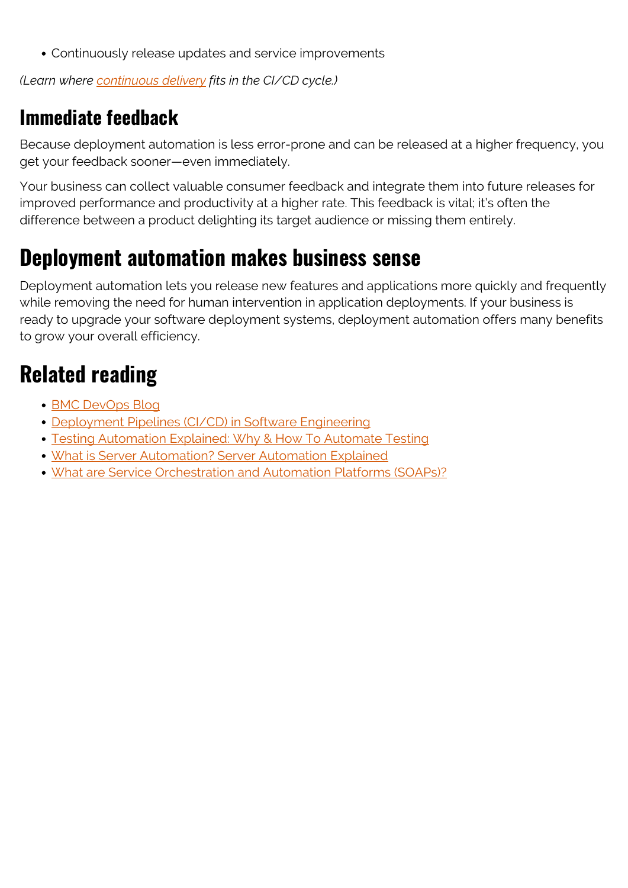- Continuously release updates and service improvements

*(Learn where continuous delivery fits in the CI/CD cycle.)*

### Immediate feedback

Because deployment automation is less error-prone and can be released at a higher frequency, you get your feedback sooner—even immediately.

Your business can collect valuable consumer feedback and integrate them into future releases for improved performance and productivity at a higher rate. This feedback is vital; it's often the difference between a product delighting its target audience or missing them entirely.

## Deployment automation makes business sense

Deployment automation lets you release new features and applications more quickly and frequently while removing the need for human intervention in application deployments. If your business is ready to upgrade your software deployment systems, deployment automation offers many benefits to grow your overall efficiency.

## Related reading

- BMC DevOps Blog
- Deployment Pipelines (CI/CD) in Software Engineering
- Testing Automation Explained: Why & How To Automate Testing
- What is Server Automation? Server Automation Explained
- What are Service Orchestration and Automation Platforms (SOAPs)?